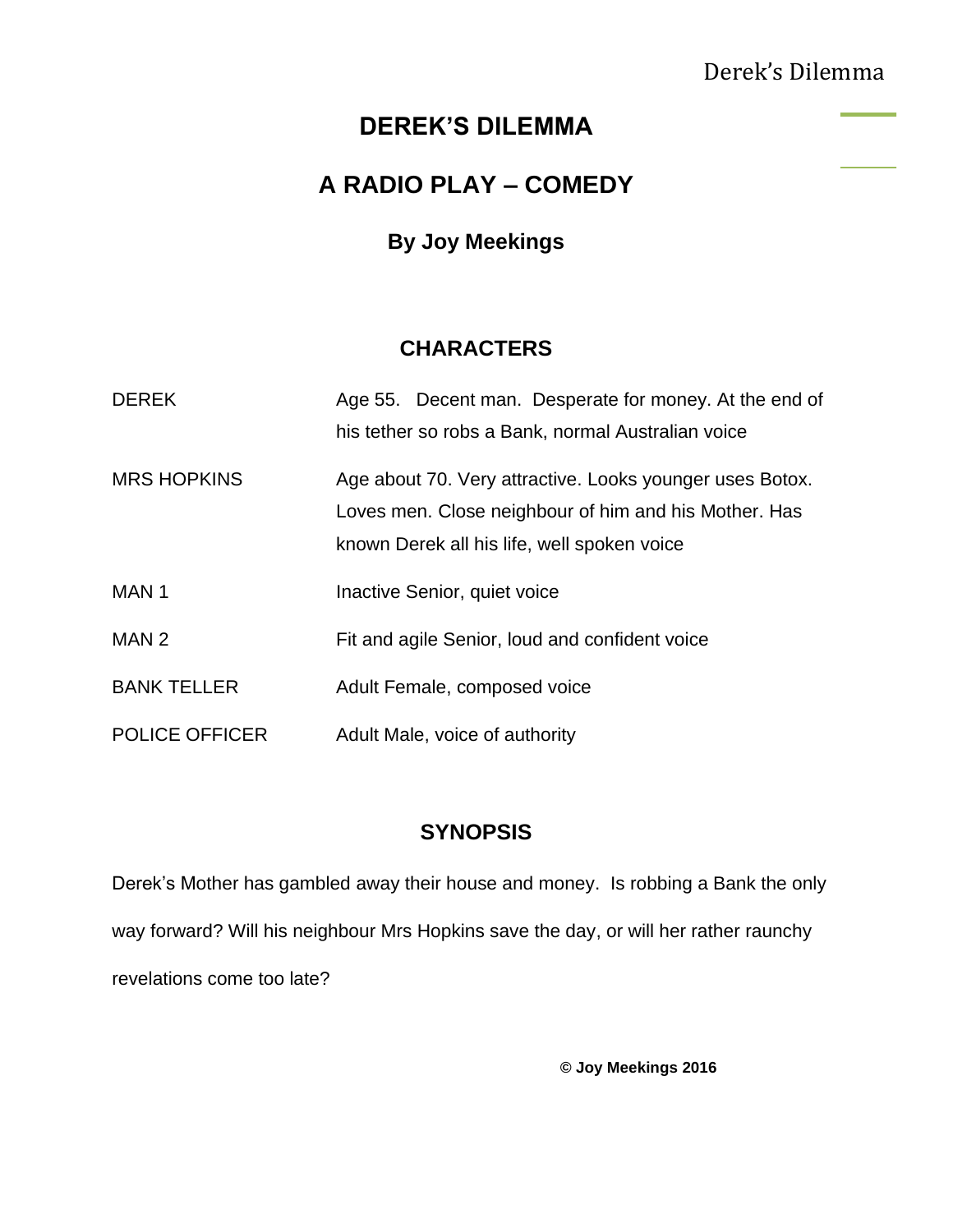# DEREK'S DILEMMA

## A RADIO PLAY – COMEDY

### By Joy Meekings

## CHARACTERS

| | |
|---|---|
| DEREK | Age 55. Decent man. Desperate for money. At the end of his tether so robs a Bank, normal Australian voice |
| MRS HOPKINS | Age about 70. Very attractive. Looks younger uses Botox. Loves men. Close neighbour of him and his Mother. Has known Derek all his life, well spoken voice |
| MAN 1 | Inactive Senior, quiet voice |
| MAN 2 | Fit and agile Senior, loud and confident voice |
| BANK TELLER | Adult Female, composed voice |
| POLICE OFFICER | Adult Male, voice of authority |

## SYNOPSIS

Derek's Mother has gambled away their house and money. Is robbing a Bank the only way forward? Will his neighbour Mrs Hopkins save the day, or will her rather raunchy revelations come too late?

**© Joy Meekings 2016**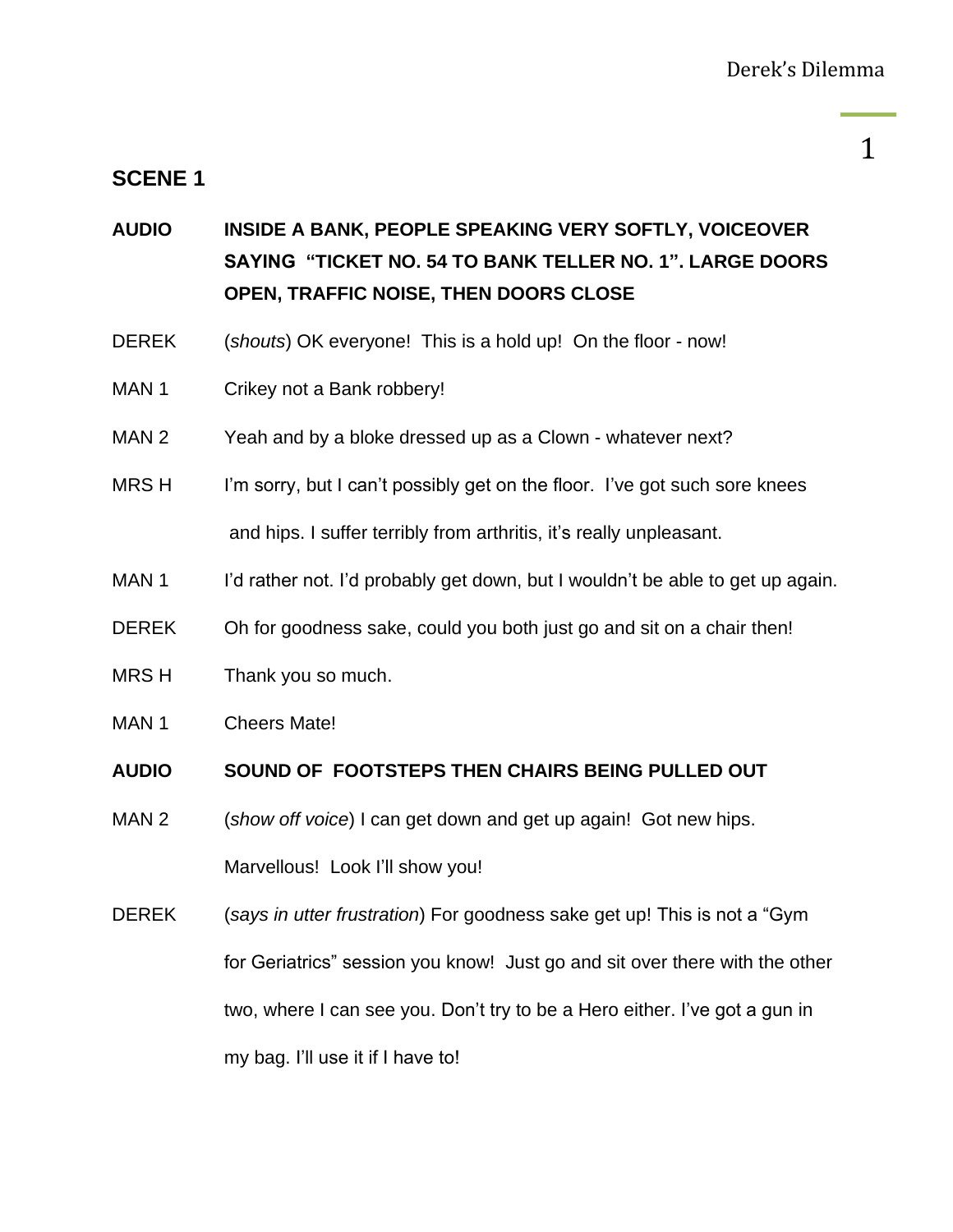## SCENE 1

**AUDIO** **INSIDE A BANK, PEOPLE SPEAKING VERY SOFTLY, VOICEOVER SAYING "TICKET NO. 54 TO BANK TELLER NO. 1". LARGE DOORS OPEN, TRAFFIC NOISE, THEN DOORS CLOSE**

DEREK (*shouts*) OK everyone! This is a hold up! On the floor - now!

MAN 1 Crikey not a Bank robbery!

MAN 2 Yeah and by a bloke dressed up as a Clown - whatever next?

MRS H I'm sorry, but I can't possibly get on the floor. I've got such sore knees and hips. I suffer terribly from arthritis, it's really unpleasant.

MAN 1 I'd rather not. I'd probably get down, but I wouldn't be able to get up again.

DEREK Oh for goodness sake, could you both just go and sit on a chair then!

MRS H Thank you so much.

MAN 1 Cheers Mate!

**AUDIO** **SOUND OF FOOTSTEPS THEN CHAIRS BEING PULLED OUT**

MAN 2 (*show off voice*) I can get down and get up again! Got new hips. Marvellous! Look I'll show you!

DEREK (*says in utter frustration*) For goodness sake get up! This is not a "Gym for Geriatrics" session you know! Just go and sit over there with the other two, where I can see you. Don't try to be a Hero either. I've got a gun in my bag. I'll use it if I have to!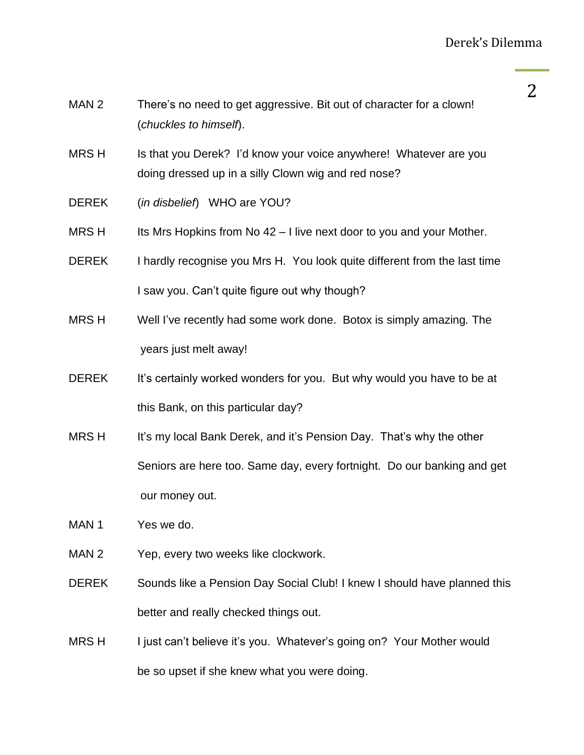MAN 2 There's no need to get aggressive. Bit out of character for a clown! (*chuckles to himself*).

MRS H Is that you Derek? I'd know your voice anywhere! Whatever are you doing dressed up in a silly Clown wig and red nose?

DEREK (*in disbelief*) WHO are YOU?

MRS H Its Mrs Hopkins from No 42 – I live next door to you and your Mother.

DEREK I hardly recognise you Mrs H. You look quite different from the last time I saw you. Can't quite figure out why though?

MRS H Well I've recently had some work done. Botox is simply amazing. The years just melt away!

DEREK It's certainly worked wonders for you. But why would you have to be at this Bank, on this particular day?

MRS H It's my local Bank Derek, and it's Pension Day. That's why the other Seniors are here too. Same day, every fortnight. Do our banking and get our money out.

MAN 1 Yes we do.

MAN 2 Yep, every two weeks like clockwork.

DEREK Sounds like a Pension Day Social Club! I knew I should have planned this better and really checked things out.

MRS H I just can't believe it's you. Whatever's going on? Your Mother would be so upset if she knew what you were doing.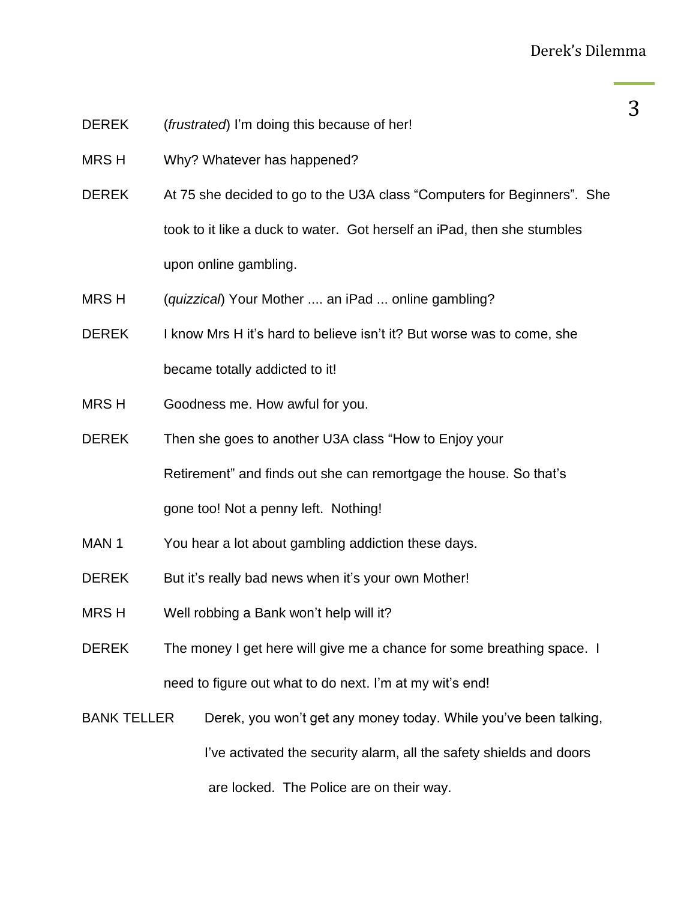DEREK (*frustrated*) I'm doing this because of her!

MRS H Why? Whatever has happened?

DEREK At 75 she decided to go to the U3A class "Computers for Beginners". She took to it like a duck to water. Got herself an iPad, then she stumbles upon online gambling.

MRS H (*quizzical*) Your Mother .... an iPad ... online gambling?

DEREK I know Mrs H it's hard to believe isn't it? But worse was to come, she became totally addicted to it!

MRS H Goodness me. How awful for you.

DEREK Then she goes to another U3A class "How to Enjoy your Retirement" and finds out she can remortgage the house. So that's gone too! Not a penny left. Nothing!

MAN 1 You hear a lot about gambling addiction these days.

DEREK But it's really bad news when it's your own Mother!

MRS H Well robbing a Bank won't help will it?

DEREK The money I get here will give me a chance for some breathing space. I need to figure out what to do next. I'm at my wit's end!

BANK TELLER Derek, you won't get any money today. While you've been talking, I've activated the security alarm, all the safety shields and doors are locked. The Police are on their way.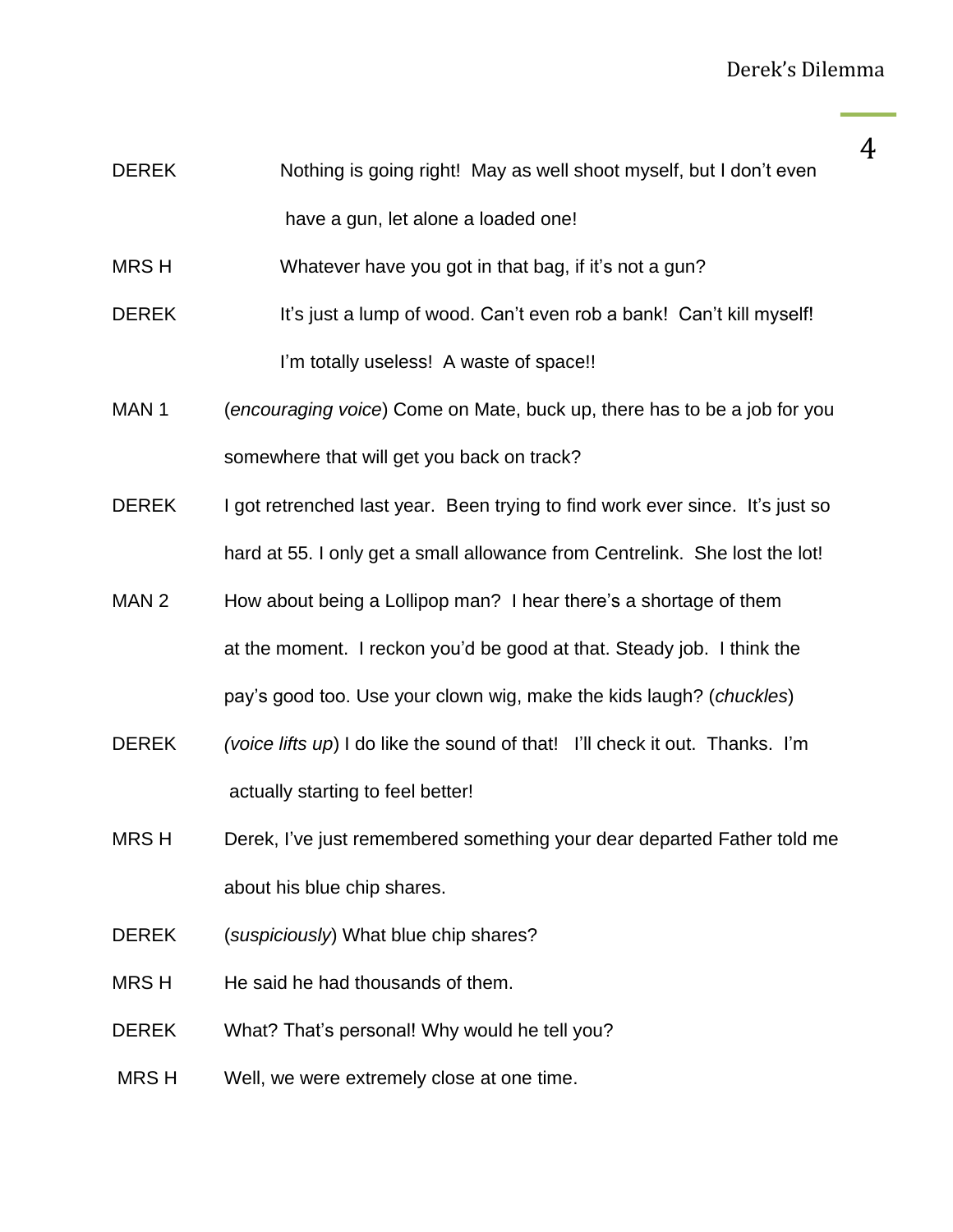DEREK Nothing is going right! May as well shoot myself, but I don't even have a gun, let alone a loaded one!

MRS H Whatever have you got in that bag, if it's not a gun?

DEREK It's just a lump of wood. Can't even rob a bank! Can't kill myself! I'm totally useless! A waste of space!!

MAN 1 (*encouraging voice*) Come on Mate, buck up, there has to be a job for you somewhere that will get you back on track?

DEREK I got retrenched last year. Been trying to find work ever since. It's just so hard at 55. I only get a small allowance from Centrelink. She lost the lot!

MAN 2 How about being a Lollipop man? I hear there's a shortage of them at the moment. I reckon you'd be good at that. Steady job. I think the pay's good too. Use your clown wig, make the kids laugh? (*chuckles*)

DEREK *(voice lifts up*) I do like the sound of that! I'll check it out. Thanks. I'm actually starting to feel better!

MRS H Derek, I've just remembered something your dear departed Father told me about his blue chip shares.

DEREK (*suspiciously*) What blue chip shares?

MRS H He said he had thousands of them.

DEREK What? That's personal! Why would he tell you?

MRS H Well, we were extremely close at one time.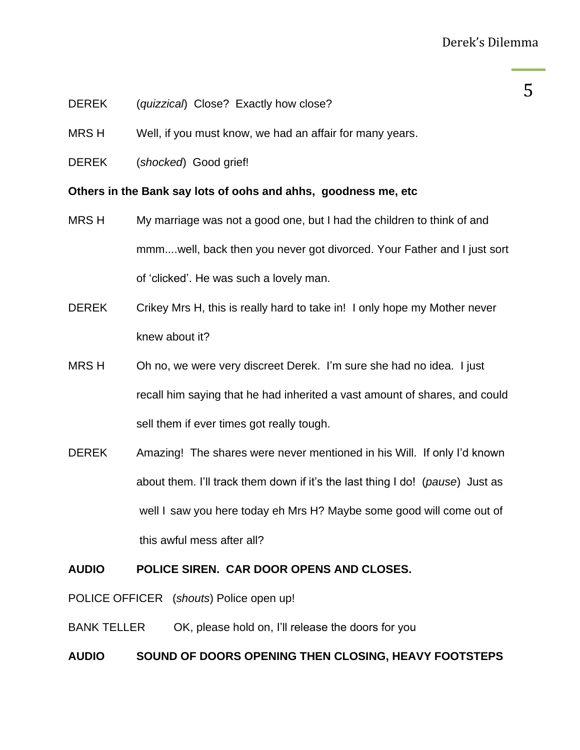DEREK (*quizzical*) Close? Exactly how close?

MRS H Well, if you must know, we had an affair for many years.

DEREK (*shocked*) Good grief!

**Others in the Bank say lots of oohs and ahhs, goodness me, etc**

MRS H My marriage was not a good one, but I had the children to think of and mmm....well, back then you never got divorced. Your Father and I just sort of 'clicked'. He was such a lovely man.

DEREK Crikey Mrs H, this is really hard to take in! I only hope my Mother never knew about it?

MRS H Oh no, we were very discreet Derek. I'm sure she had no idea. I just recall him saying that he had inherited a vast amount of shares, and could sell them if ever times got really tough.

DEREK Amazing! The shares were never mentioned in his Will. If only I'd known about them. I'll track them down if it's the last thing I do! (*pause*) Just as well I saw you here today eh Mrs H? Maybe some good will come out of this awful mess after all?

**AUDIO POLICE SIREN. CAR DOOR OPENS AND CLOSES.**

POLICE OFFICER (*shouts*) Police open up!

BANK TELLER OK, please hold on, I'll release the doors for you

**AUDIO SOUND OF DOORS OPENING THEN CLOSING, HEAVY FOOTSTEPS**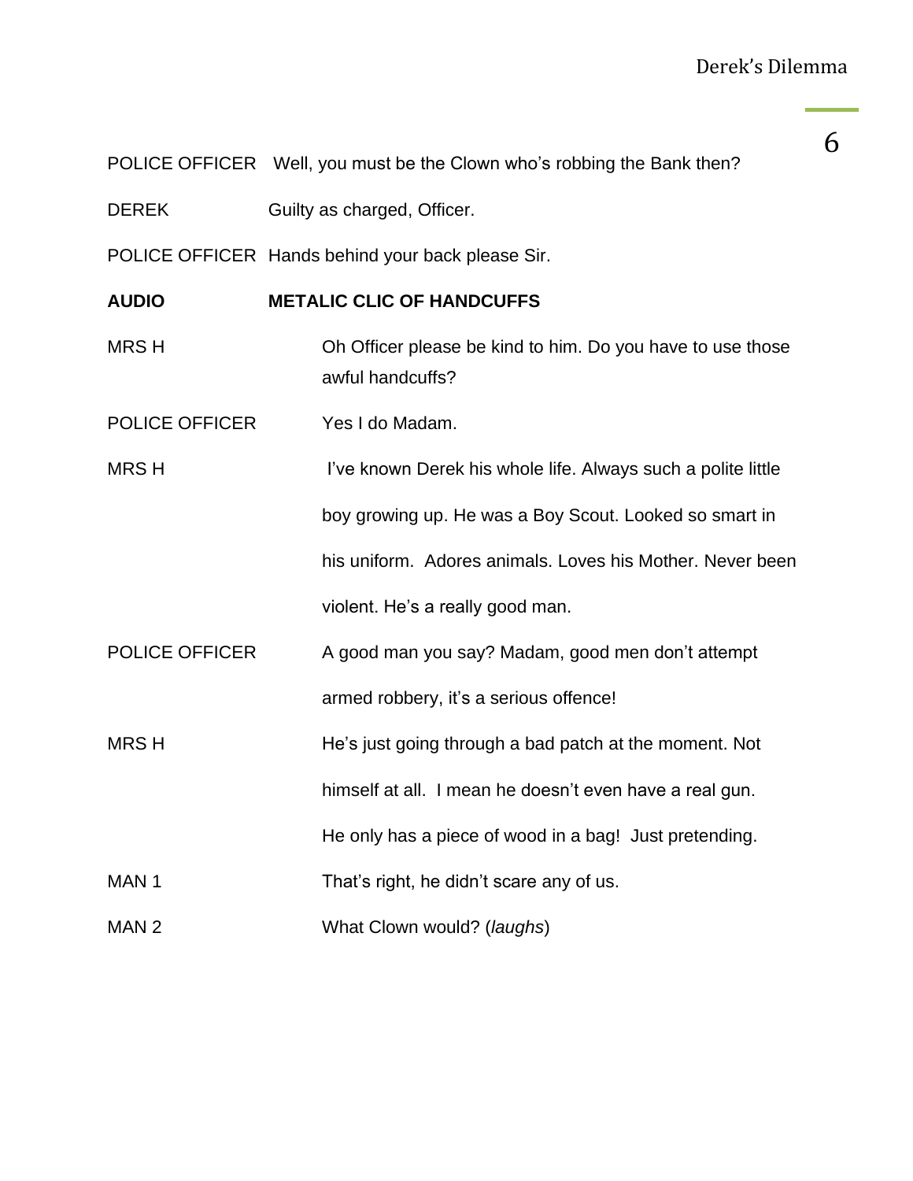POLICE OFFICER Well, you must be the Clown who's robbing the Bank then?

DEREK Guilty as charged, Officer.

POLICE OFFICER Hands behind your back please Sir.

**AUDIO METALIC CLIC OF HANDCUFFS**

MRS H Oh Officer please be kind to him. Do you have to use those awful handcuffs?

POLICE OFFICER Yes I do Madam.

MRS H I've known Derek his whole life. Always such a polite little boy growing up. He was a Boy Scout. Looked so smart in his uniform. Adores animals. Loves his Mother. Never been violent. He's a really good man.

POLICE OFFICER A good man you say? Madam, good men don't attempt armed robbery, it's a serious offence!

MRS H He's just going through a bad patch at the moment. Not himself at all. I mean he doesn't even have a real gun. He only has a piece of wood in a bag! Just pretending.

MAN 1 That's right, he didn't scare any of us.

MAN 2 What Clown would? (*laughs*)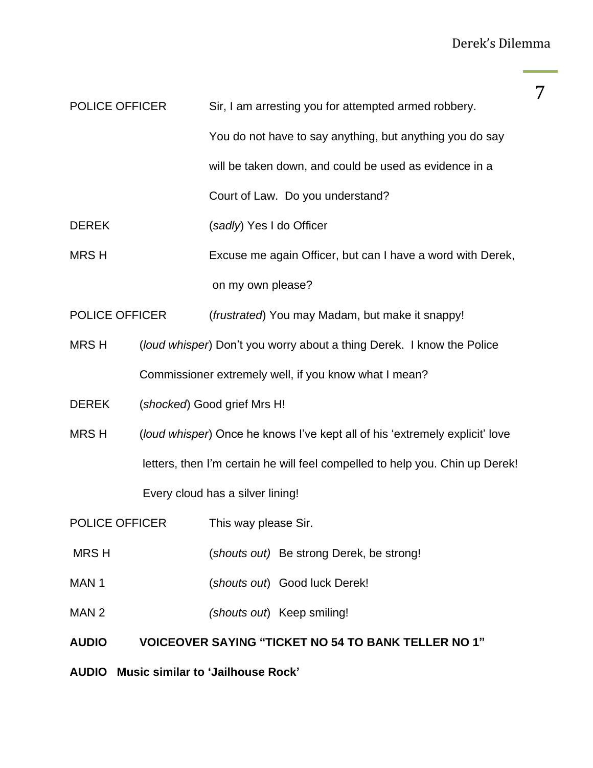POLICE OFFICER Sir, I am arresting you for attempted armed robbery. You do not have to say anything, but anything you do say will be taken down, and could be used as evidence in a Court of Law. Do you understand?

DEREK (*sadly*) Yes I do Officer

MRS H Excuse me again Officer, but can I have a word with Derek, on my own please?

POLICE OFFICER (*frustrated*) You may Madam, but make it snappy!

MRS H (*loud whisper*) Don't you worry about a thing Derek. I know the Police Commissioner extremely well, if you know what I mean?

DEREK (*shocked*) Good grief Mrs H!

MRS H (*loud whisper*) Once he knows I've kept all of his 'extremely explicit' love letters, then I'm certain he will feel compelled to help you. Chin up Derek! Every cloud has a silver lining!

POLICE OFFICER This way please Sir.

MRS H (*shouts out*) Be strong Derek, be strong!

MAN 1 (*shouts out*) Good luck Derek!

MAN 2 (*shouts out*) Keep smiling!

**AUDIO VOICEOVER SAYING "TICKET NO 54 TO BANK TELLER NO 1"**

**AUDIO Music similar to 'Jailhouse Rock'**